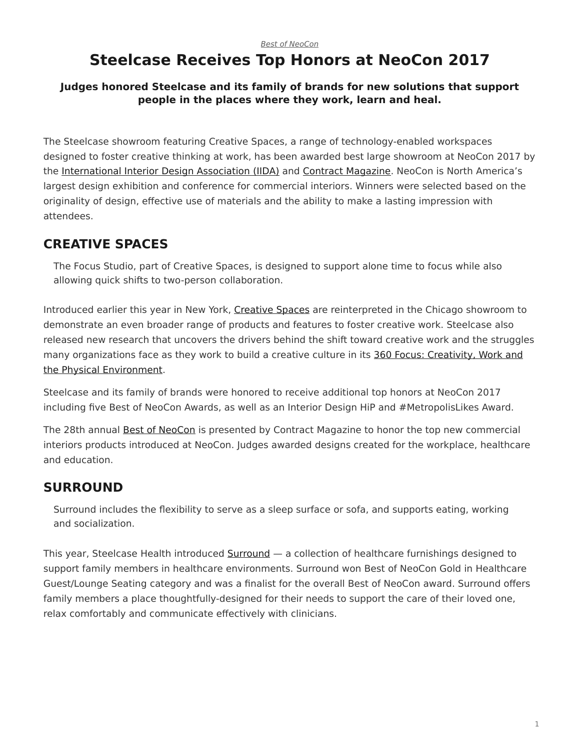*Best of NeoCon*

# Steelcase Receives Top Honors at NeoCon 2017

**Judges honored Steelcase and its family of brands for new solutions that support people in the places where they work, learn and heal.**

The Steelcase showroom featuring Creative Spaces, a range of technology-enabled workspaces designed to foster creative thinking at work, has been awarded best large showroom at NeoCon 2017 by the International Interior Design Association (IIDA) and Contract Magazine. NeoCon is North America's largest design exhibition and conference for commercial interiors. Winners were selected based on the originality of design, effective use of materials and the ability to make a lasting impression with attendees.

## CREATIVE SPACES

The Focus Studio, part of Creative Spaces, is designed to support alone time to focus while also allowing quick shifts to two-person collaboration.

Introduced earlier this year in New York, Creative Spaces are reinterpreted in the Chicago showroom to demonstrate an even broader range of products and features to foster creative work. Steelcase also released new research that uncovers the drivers behind the shift toward creative work and the struggles many organizations face as they work to build a creative culture in its 360 Focus: Creativity, Work and the Physical Environment.

Steelcase and its family of brands were honored to receive additional top honors at NeoCon 2017 including five Best of NeoCon Awards, as well as an Interior Design HiP and #MetropolisLikes Award.

The 28th annual Best of NeoCon is presented by Contract Magazine to honor the top new commercial interiors products introduced at NeoCon. Judges awarded designs created for the workplace, healthcare and education.

## SURROUND

Surround includes the flexibility to serve as a sleep surface or sofa, and supports eating, working and socialization.

This year, Steelcase Health introduced Surround — a collection of healthcare furnishings designed to support family members in healthcare environments. Surround won Best of NeoCon Gold in Healthcare Guest/Lounge Seating category and was a finalist for the overall Best of NeoCon award. Surround offers family members a place thoughtfully-designed for their needs to support the care of their loved one, relax comfortably and communicate effectively with clinicians.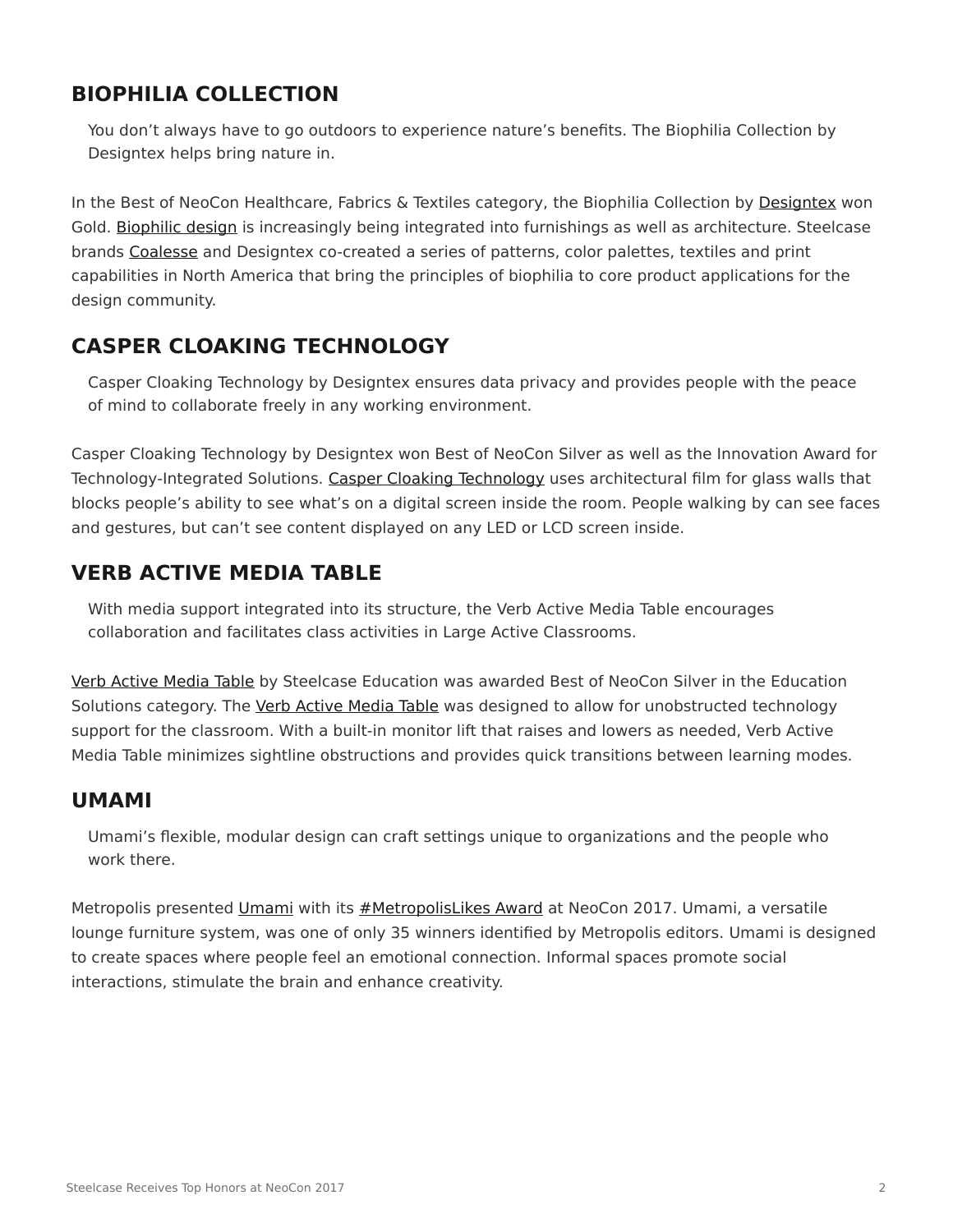## BIOPHILIA COLLECTION

> You don’t always have to go outdoors to experience nature’s benefits. The Biophilia Collection by Designtex helps bring nature in.

In the Best of NeoCon Healthcare, Fabrics & Textiles category, the Biophilia Collection by Designtex won Gold. Biophilic design is increasingly being integrated into furnishings as well as architecture. Steelcase brands Coalesse and Designtex co-created a series of patterns, color palettes, textiles and print capabilities in North America that bring the principles of biophilia to core product applications for the design community.

## CASPER CLOAKING TECHNOLOGY

> Casper Cloaking Technology by Designtex ensures data privacy and provides people with the peace of mind to collaborate freely in any working environment.

Casper Cloaking Technology by Designtex won Best of NeoCon Silver as well as the Innovation Award for Technology-Integrated Solutions. Casper Cloaking Technology uses architectural film for glass walls that blocks people’s ability to see what’s on a digital screen inside the room. People walking by can see faces and gestures, but can’t see content displayed on any LED or LCD screen inside.

## VERB ACTIVE MEDIA TABLE

> With media support integrated into its structure, the Verb Active Media Table encourages collaboration and facilitates class activities in Large Active Classrooms.

Verb Active Media Table by Steelcase Education was awarded Best of NeoCon Silver in the Education Solutions category. The Verb Active Media Table was designed to allow for unobstructed technology support for the classroom. With a built-in monitor lift that raises and lowers as needed, Verb Active Media Table minimizes sightline obstructions and provides quick transitions between learning modes.

## UMAMI

> Umami’s flexible, modular design can craft settings unique to organizations and the people who work there.

Metropolis presented Umami with its #MetropolisLikes Award at NeoCon 2017. Umami, a versatile lounge furniture system, was one of only 35 winners identified by Metropolis editors. Umami is designed to create spaces where people feel an emotional connection. Informal spaces promote social interactions, stimulate the brain and enhance creativity.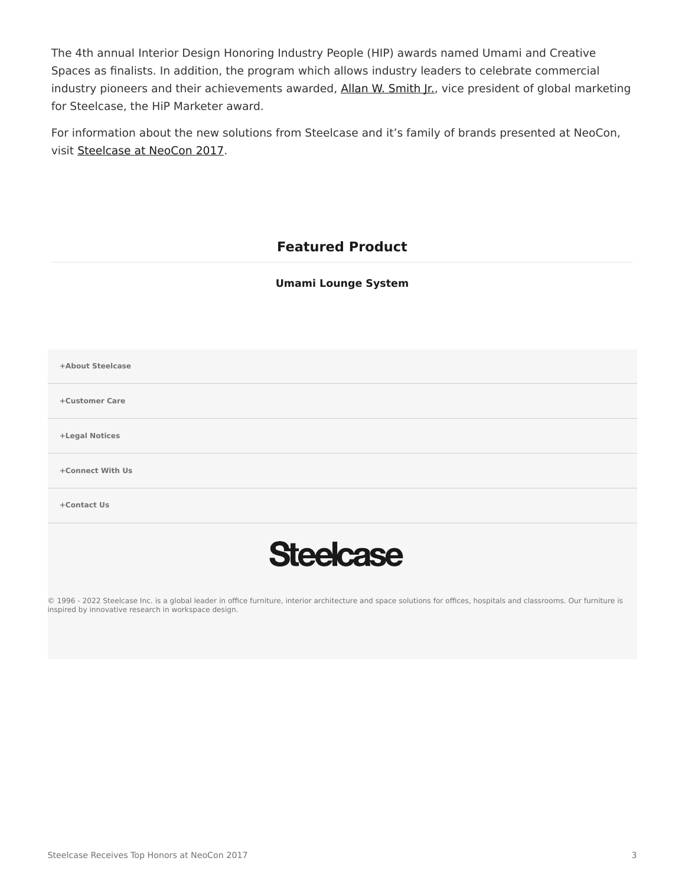The 4th annual Interior Design Honoring Industry People (HIP) awards named Umami and Creative Spaces as finalists. In addition, the program which allows industry leaders to celebrate commercial industry pioneers and their achievements awarded, Allan W. Smith Jr., vice president of global marketing for Steelcase, the HiP Marketer award.

For information about the new solutions from Steelcase and it's family of brands presented at NeoCon, visit Steelcase at NeoCon 2017.

## Featured Product

**Umami Lounge System**

+About Steelcase

+Customer Care

+Legal Notices

+Connect With Us

+Contact Us

Steelcase

© 1996 - 2022 Steelcase Inc. is a global leader in office furniture, interior architecture and space solutions for offices, hospitals and classrooms. Our furniture is inspired by innovative research in workspace design.